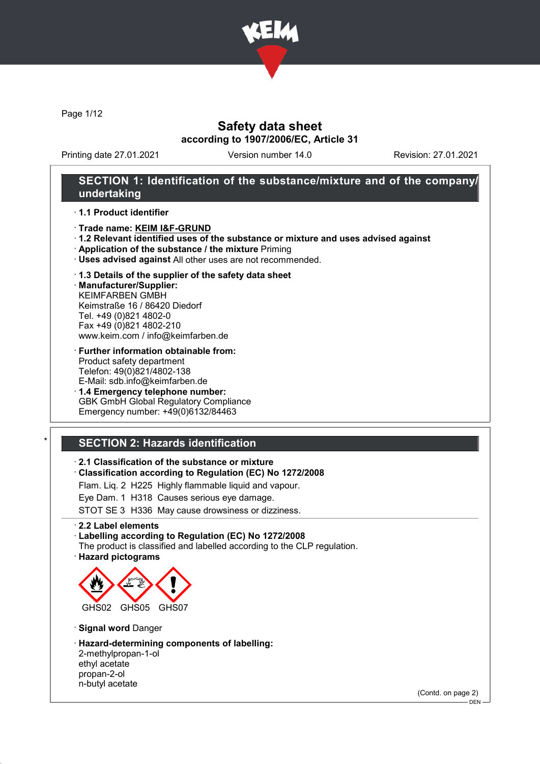# Safety data sheet

**according to 1907/2006/EC, Article 31**

Printing date 27.01.2021 | Version number 14.0 | Revision: 27.01.2021

## SECTION 1: Identification of the substance/mixture and of the company/undertaking

· **1.1 Product identifier**

· **Trade name: KEIM I&F-GRUND**

· **1.2 Relevant identified uses of the substance or mixture and uses advised against**

· **Application of the substance / the mixture** Priming

· **Uses advised against** All other uses are not recommended.

· **1.3 Details of the supplier of the safety data sheet**

· **Manufacturer/Supplier:**
KEIMFARBEN GMBH
Keimstraße 16 / 86420 Diedorf
Tel. +49 (0)821 4802-0
Fax +49 (0)821 4802-210
www.keim.com / info@keimfarben.de

· **Further information obtainable from:**
Product safety department
Telefon: 49(0)821/4802-138
E-Mail: sdb.info@keimfarben.de

· **1.4 Emergency telephone number:**
GBK GmbH Global Regulatory Compliance
Emergency number: +49(0)6132/84463

## * SECTION 2: Hazards identification

· **2.1 Classification of the substance or mixture**

· **Classification according to Regulation (EC) No 1272/2008**

Flam. Liq. 2 H225 Highly flammable liquid and vapour.

Eye Dam. 1 H318 Causes serious eye damage.

STOT SE 3 H336 May cause drowsiness or dizziness.

· **2.2 Label elements**

· **Labelling according to Regulation (EC) No 1272/2008**
The product is classified and labelled according to the CLP regulation.

· **Hazard pictograms**

GHS02 GHS05 GHS07

· **Signal word** Danger

· **Hazard-determining components of labelling:**
2-methylpropan-1-ol
ethyl acetate
propan-2-ol
n-butyl acetate

(Contd. on page 2)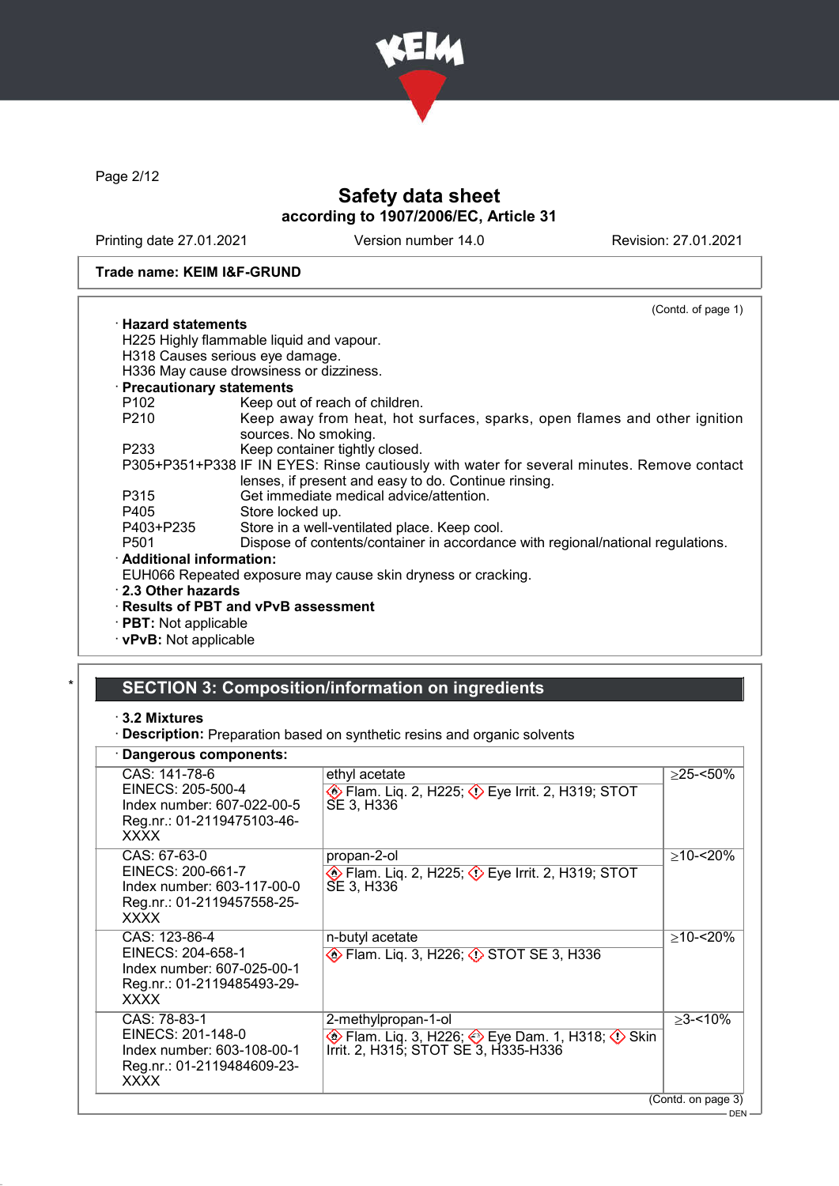# Safety data sheet

**according to 1907/2006/EC, Article 31**

Printing date 27.01.2021 | Version number 14.0 | Revision: 27.01.2021

**Trade name: KEIM I&F-GRUND**

(Contd. of page 1)

· **Hazard statements**

H225 Highly flammable liquid and vapour.
H318 Causes serious eye damage.
H336 May cause drowsiness or dizziness.

· **Precautionary statements**

| | |
|---|---|
| P102 | Keep out of reach of children. |
| P210 | Keep away from heat, hot surfaces, sparks, open flames and other ignition sources. No smoking. |
| P233 | Keep container tightly closed. |
| P305+P351+P338 | IF IN EYES: Rinse cautiously with water for several minutes. Remove contact lenses, if present and easy to do. Continue rinsing. |
| P315 | Get immediate medical advice/attention. |
| P405 | Store locked up. |
| P403+P235 | Store in a well-ventilated place. Keep cool. |
| P501 | Dispose of contents/container in accordance with regional/national regulations. |

· **Additional information:**

EUH066 Repeated exposure may cause skin dryness or cracking.

· **2.3 Other hazards**

· **Results of PBT and vPvB assessment**

· **PBT:** Not applicable

· **vPvB:** Not applicable

## SECTION 3: Composition/information on ingredients

· **3.2 Mixtures**

· **Description:** Preparation based on synthetic resins and organic solvents

· **Dangerous components:**

| Identifiers | Substance / Classification | Concentration |
|---|---|---|
| CAS: 141-78-6<br>EINECS: 205-500-4<br>Index number: 607-022-00-5<br>Reg.nr.: 01-2119475103-46-XXXX | ethyl acetate<br>Flam. Liq. 2, H225; Eye Irrit. 2, H319; STOT SE 3, H336 | ≥25-<50% |
| CAS: 67-63-0<br>EINECS: 200-661-7<br>Index number: 603-117-00-0<br>Reg.nr.: 01-2119457558-25-XXXX | propan-2-ol<br>Flam. Liq. 2, H225; Eye Irrit. 2, H319; STOT SE 3, H336 | ≥10-<20% |
| CAS: 123-86-4<br>EINECS: 204-658-1<br>Index number: 607-025-00-1<br>Reg.nr.: 01-2119485493-29-XXXX | n-butyl acetate<br>Flam. Liq. 3, H226; STOT SE 3, H336 | ≥10-<20% |
| CAS: 78-83-1<br>EINECS: 201-148-0<br>Index number: 603-108-00-1<br>Reg.nr.: 01-2119484609-23-XXXX | 2-methylpropan-1-ol<br>Flam. Liq. 3, H226; Eye Dam. 1, H318; Skin Irrit. 2, H315; STOT SE 3, H335-H336 | ≥3-<10% |

(Contd. on page 3)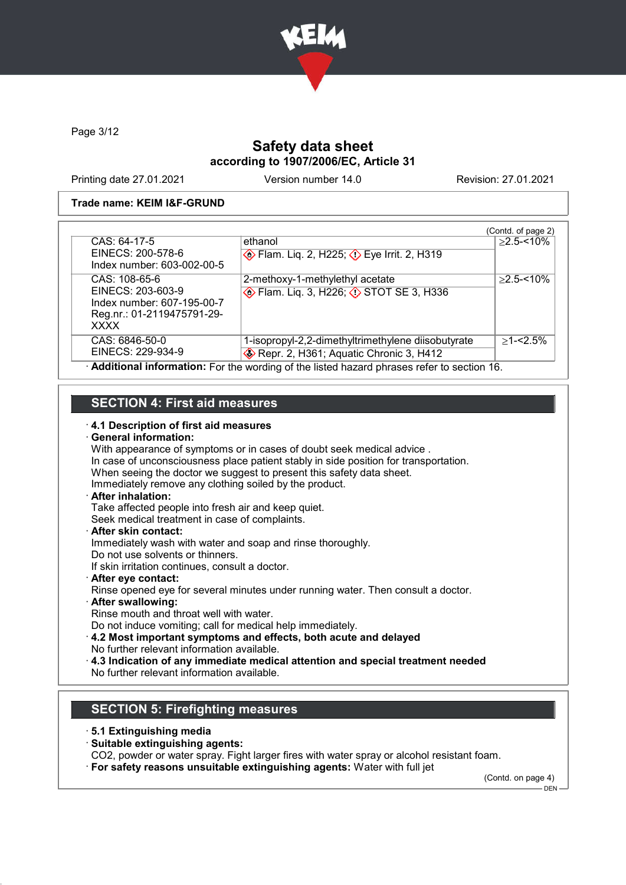Page 3/12

# Safety data sheet

**according to 1907/2006/EC, Article 31**

Printing date 27.01.2021 Version number 14.0 Revision: 27.01.2021

**Trade name: KEIM I&F-GRUND**

(Contd. of page 2)

| | | |
|---|---|---|
| CAS: 64-17-5<br>EINECS: 200-578-6<br>Index number: 603-002-00-5 | ethanol<br>Flam. Liq. 2, H225; Eye Irrit. 2, H319 | ≥2.5-<10% |
| CAS: 108-65-6<br>EINECS: 203-603-9<br>Index number: 607-195-00-7<br>Reg.nr.: 01-2119475791-29-XXXX | 2-methoxy-1-methylethyl acetate<br>Flam. Liq. 3, H226; STOT SE 3, H336 | ≥2.5-<10% |
| CAS: 6846-50-0<br>EINECS: 229-934-9 | 1-isopropyl-2,2-dimethyltrimethylene diisobutyrate<br>Repr. 2, H361; Aquatic Chronic 3, H412 | ≥1-<2.5% |

· **Additional information:** For the wording of the listed hazard phrases refer to section 16.

## SECTION 4: First aid measures

· **4.1 Description of first aid measures**
· **General information:**
With appearance of symptoms or in cases of doubt seek medical advice .
In case of unconsciousness place patient stably in side position for transportation.
When seeing the doctor we suggest to present this safety data sheet.
Immediately remove any clothing soiled by the product.
· **After inhalation:**
Take affected people into fresh air and keep quiet.
Seek medical treatment in case of complaints.
· **After skin contact:**
Immediately wash with water and soap and rinse thoroughly.
Do not use solvents or thinners.
If skin irritation continues, consult a doctor.
· **After eye contact:**
Rinse opened eye for several minutes under running water. Then consult a doctor.
· **After swallowing:**
Rinse mouth and throat well with water.
Do not induce vomiting; call for medical help immediately.
· **4.2 Most important symptoms and effects, both acute and delayed**
No further relevant information available.
· **4.3 Indication of any immediate medical attention and special treatment needed**
No further relevant information available.

## SECTION 5: Firefighting measures

· **5.1 Extinguishing media**
· **Suitable extinguishing agents:**
$CO_2$, powder or water spray. Fight larger fires with water spray or alcohol resistant foam.
· **For safety reasons unsuitable extinguishing agents:** Water with full jet

(Contd. on page 4)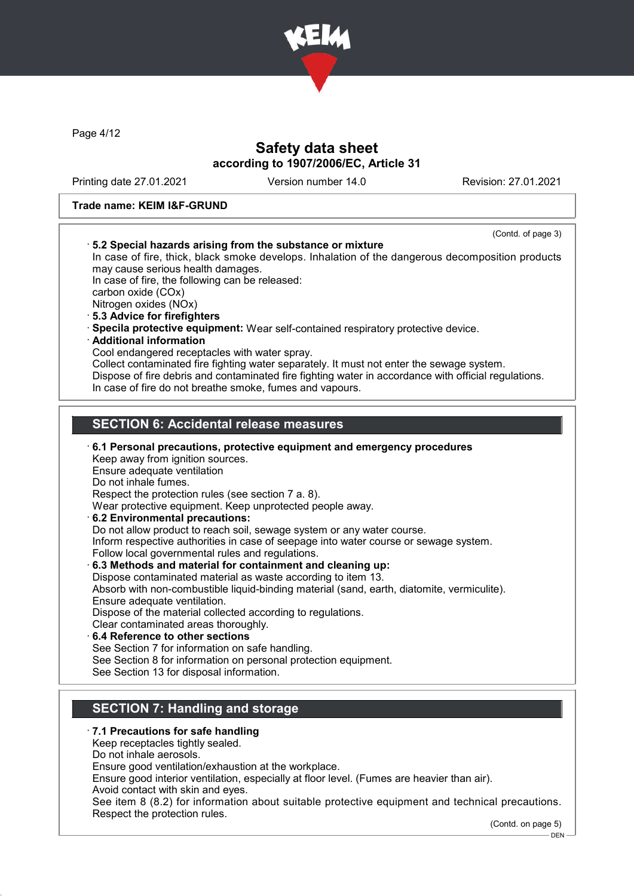**Trade name: KEIM I&F-GRUND**

(Contd. of page 3)

· **5.2 Special hazards arising from the substance or mixture**
In case of fire, thick, black smoke develops. Inhalation of the dangerous decomposition products may cause serious health damages.
In case of fire, the following can be released:
carbon oxide (COx)
Nitrogen oxides (NOx)
· **5.3 Advice for firefighters**
· **Specila protective equipment:** Wear self-contained respiratory protective device.
· **Additional information**
Cool endangered receptacles with water spray.
Collect contaminated fire fighting water separately. It must not enter the sewage system.
Dispose of fire debris and contaminated fire fighting water in accordance with official regulations.
In case of fire do not breathe smoke, fumes and vapours.

## SECTION 6: Accidental release measures

· **6.1 Personal precautions, protective equipment and emergency procedures**
Keep away from ignition sources.
Ensure adequate ventilation
Do not inhale fumes.
Respect the protection rules (see section 7 a. 8).
Wear protective equipment. Keep unprotected people away.
· **6.2 Environmental precautions:**
Do not allow product to reach soil, sewage system or any water course.
Inform respective authorities in case of seepage into water course or sewage system.
Follow local governmental rules and regulations.
· **6.3 Methods and material for containment and cleaning up:**
Dispose contaminated material as waste according to item 13.
Absorb with non-combustible liquid-binding material (sand, earth, diatomite, vermiculite).
Ensure adequate ventilation.
Dispose of the material collected according to regulations.
Clear contaminated areas thoroughly.
· **6.4 Reference to other sections**
See Section 7 for information on safe handling.
See Section 8 for information on personal protection equipment.
See Section 13 for disposal information.

## SECTION 7: Handling and storage

· **7.1 Precautions for safe handling**
Keep receptacles tightly sealed.
Do not inhale aerosols.
Ensure good ventilation/exhaustion at the workplace.
Ensure good interior ventilation, especially at floor level. (Fumes are heavier than air).
Avoid contact with skin and eyes.
See item 8 (8.2) for information about suitable protective equipment and technical precautions.
Respect the protection rules.

(Contd. on page 5)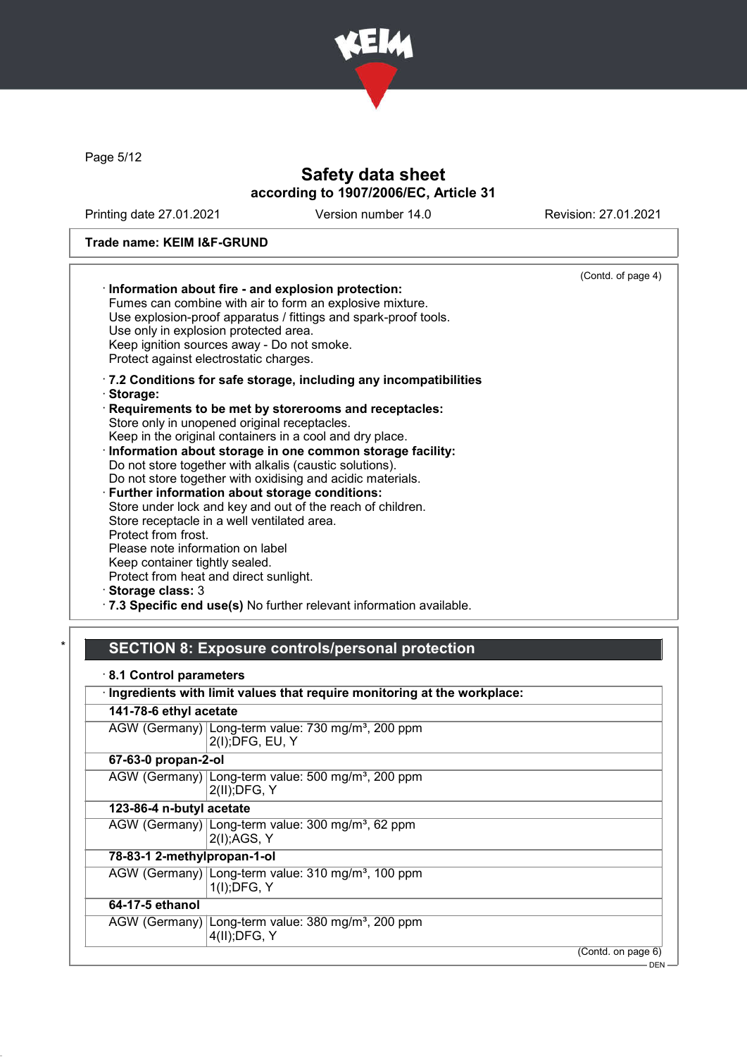Trade name: KEIM I&F-GRUND

(Contd. of page 4)

· **Information about fire - and explosion protection:**
Fumes can combine with air to form an explosive mixture.
Use explosion-proof apparatus / fittings and spark-proof tools.
Use only in explosion protected area.
Keep ignition sources away - Do not smoke.
Protect against electrostatic charges.

· **7.2 Conditions for safe storage, including any incompatibilities**
· **Storage:**
· **Requirements to be met by storerooms and receptacles:**
Store only in unopened original receptacles.
Keep in the original containers in a cool and dry place.
· **Information about storage in one common storage facility:**
Do not store together with alkalis (caustic solutions).
Do not store together with oxidising and acidic materials.
· **Further information about storage conditions:**
Store under lock and key and out of the reach of children.
Store receptacle in a well ventilated area.
Protect from frost.
Please note information on label
Keep container tightly sealed.
Protect from heat and direct sunlight.
· **Storage class:** 3
· **7.3 Specific end use(s)** No further relevant information available.

\* 
## SECTION 8: Exposure controls/personal protection

· **8.1 Control parameters**

| · **Ingredients with limit values that require monitoring at the workplace:** | |
|---|---|
| **141-78-6 ethyl acetate** | |
| AGW (Germany) | Long-term value: 730 mg/m³, 200 ppm<br>2(I);DFG, EU, Y |
| **67-63-0 propan-2-ol** | |
| AGW (Germany) | Long-term value: 500 mg/m³, 200 ppm<br>2(II);DFG, Y |
| **123-86-4 n-butyl acetate** | |
| AGW (Germany) | Long-term value: 300 mg/m³, 62 ppm<br>2(I);AGS, Y |
| **78-83-1 2-methylpropan-1-ol** | |
| AGW (Germany) | Long-term value: 310 mg/m³, 100 ppm<br>1(I);DFG, Y |
| **64-17-5 ethanol** | |
| AGW (Germany) | Long-term value: 380 mg/m³, 200 ppm<br>4(II);DFG, Y |

(Contd. on page 6)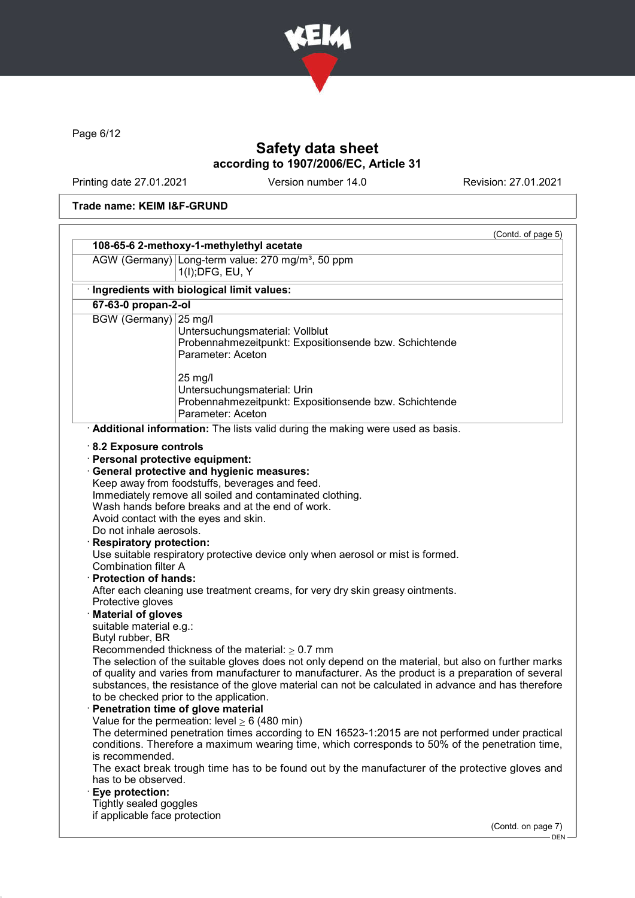Trade name: KEIM I&F-GRUND

(Contd. of page 5)

| 108-65-6 2-methoxy-1-methylethyl acetate | |
|---|---|
| AGW (Germany) | Long-term value: 270 mg/m³, 50 ppm<br>1(I);DFG, EU, Y |

· **Ingredients with biological limit values:**

| 67-63-0 propan-2-ol | |
|---|---|
| BGW (Germany) | 25 mg/l<br>Untersuchungsmaterial: Vollblut<br>Probennahmezeitpunkt: Expositionsende bzw. Schichtende<br>Parameter: Aceton<br><br>25 mg/l<br>Untersuchungsmaterial: Urin<br>Probennahmezeitpunkt: Expositionsende bzw. Schichtende<br>Parameter: Aceton |

· **Additional information:** The lists valid during the making were used as basis.

· **8.2 Exposure controls**

· **Personal protective equipment:**

· **General protective and hygienic measures:**
Keep away from foodstuffs, beverages and feed.
Immediately remove all soiled and contaminated clothing.
Wash hands before breaks and at the end of work.
Avoid contact with the eyes and skin.
Do not inhale aerosols.

· **Respiratory protection:**
Use suitable respiratory protective device only when aerosol or mist is formed.
Combination filter A

· **Protection of hands:**
After each cleaning use treatment creams, for very dry skin greasy ointments.
Protective gloves

· **Material of gloves**
suitable material e.g.:
Butyl rubber, BR
Recommended thickness of the material: ≥ 0.7 mm
The selection of the suitable gloves does not only depend on the material, but also on further marks of quality and varies from manufacturer to manufacturer. As the product is a preparation of several substances, the resistance of the glove material can not be calculated in advance and has therefore to be checked prior to the application.

· **Penetration time of glove material**
Value for the permeation: level ≥ 6 (480 min)
The determined penetration times according to EN 16523-1:2015 are not performed under practical conditions. Therefore a maximum wearing time, which corresponds to 50% of the penetration time, is recommended.
The exact break trough time has to be found out by the manufacturer of the protective gloves and has to be observed.

· **Eye protection:**
Tightly sealed goggles
if applicable face protection

(Contd. on page 7)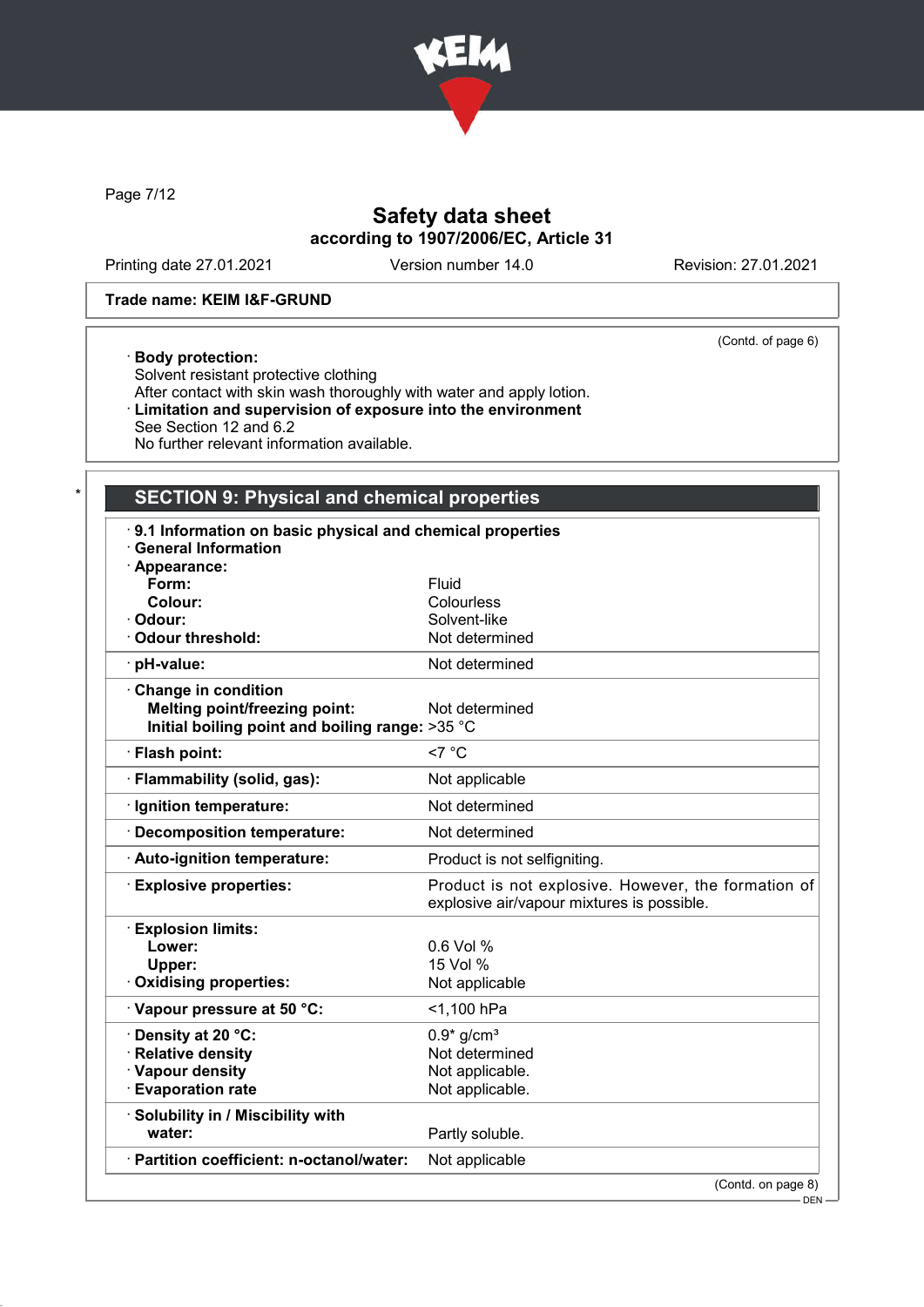Trade name: KEIM I&F-GRUND

(Contd. of page 6)

· **Body protection:**
Solvent resistant protective clothing
After contact with skin wash thoroughly with water and apply lotion.
· **Limitation and supervision of exposure into the environment**
See Section 12 and 6.2
No further relevant information available.

\*

## SECTION 9: Physical and chemical properties

· **9.1 Information on basic physical and chemical properties**
· **General Information**

| Property | Value |
|---|---|
| · **Appearance:** | |
| **Form:** | Fluid |
| **Colour:** | Colourless |
| · **Odour:** | Solvent-like |
| · **Odour threshold:** | Not determined |
| · **pH-value:** | Not determined |
| · **Change in condition** | |
| **Melting point/freezing point:** | Not determined |
| **Initial boiling point and boiling range:** | >35 °C |
| · **Flash point:** | <7 °C |
| · **Flammability (solid, gas):** | Not applicable |
| · **Ignition temperature:** | Not determined |
| · **Decomposition temperature:** | Not determined |
| · **Auto-ignition temperature:** | Product is not selfigniting. |
| · **Explosive properties:** | Product is not explosive. However, the formation of explosive air/vapour mixtures is possible. |
| · **Explosion limits:** | |
| **Lower:** | 0.6 Vol % |
| **Upper:** | 15 Vol % |
| · **Oxidising properties:** | Not applicable |
| · **Vapour pressure at 50 °C:** | <1,100 hPa |
| · **Density at 20 °C:** | 0.9* g/cm³ |
| · **Relative density** | Not determined |
| · **Vapour density** | Not applicable. |
| · **Evaporation rate** | Not applicable. |
| · **Solubility in / Miscibility with** | |
| **water:** | Partly soluble. |
| · **Partition coefficient: n-octanol/water:** | Not applicable |

(Contd. on page 8)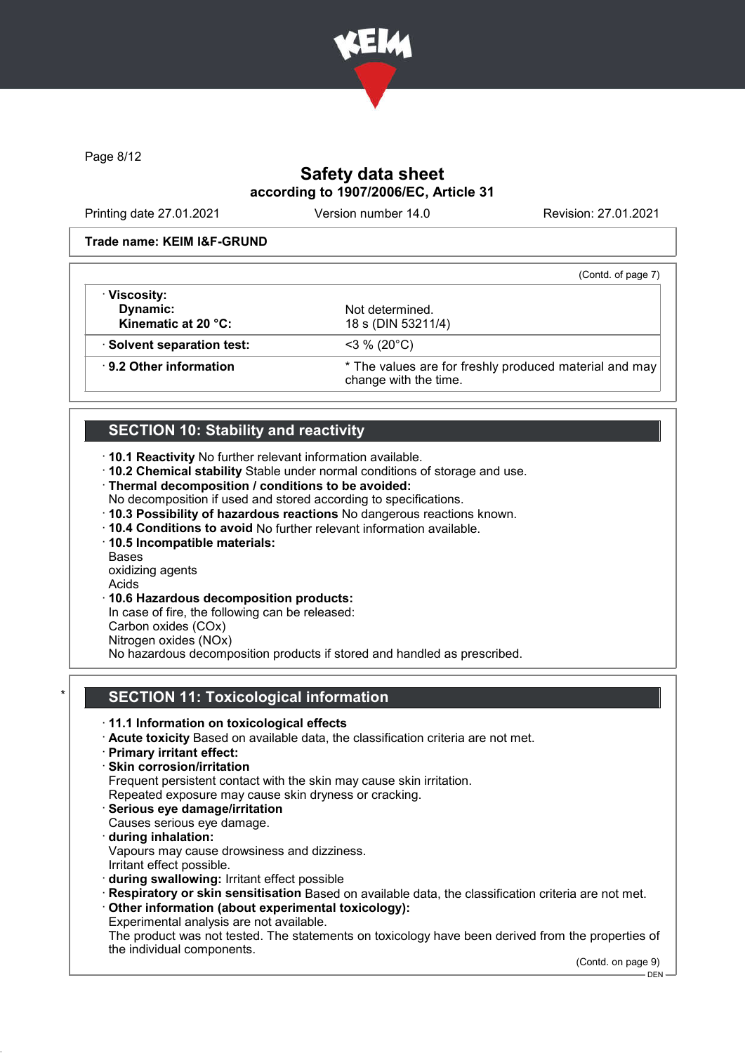**Trade name: KEIM I&F-GRUND**

(Contd. of page 7)

| | |
|---|---|
| · **Viscosity:** | |
| **Dynamic:** | Not determined. |
| **Kinematic at 20 °C:** | 18 s (DIN 53211/4) |
| · **Solvent separation test:** | <3 % (20°C) |
| · **9.2 Other information** | * The values are for freshly produced material and may change with the time. |

## SECTION 10: Stability and reactivity

· **10.1 Reactivity** No further relevant information available.
· **10.2 Chemical stability** Stable under normal conditions of storage and use.
· **Thermal decomposition / conditions to be avoided:**
No decomposition if used and stored according to specifications.
· **10.3 Possibility of hazardous reactions** No dangerous reactions known.
· **10.4 Conditions to avoid** No further relevant information available.
· **10.5 Incompatible materials:**
Bases
oxidizing agents
Acids
· **10.6 Hazardous decomposition products:**
In case of fire, the following can be released:
Carbon oxides (COx)
Nitrogen oxides (NOx)
No hazardous decomposition products if stored and handled as prescribed.

## * SECTION 11: Toxicological information

· **11.1 Information on toxicological effects**
· **Acute toxicity** Based on available data, the classification criteria are not met.
· **Primary irritant effect:**
· **Skin corrosion/irritation**
Frequent persistent contact with the skin may cause skin irritation.
Repeated exposure may cause skin dryness or cracking.
· **Serious eye damage/irritation**
Causes serious eye damage.
· **during inhalation:**
Vapours may cause drowsiness and dizziness.
Irritant effect possible.
· **during swallowing:** Irritant effect possible
· **Respiratory or skin sensitisation** Based on available data, the classification criteria are not met.
· **Other information (about experimental toxicology):**
Experimental analysis are not available.
The product was not tested. The statements on toxicology have been derived from the properties of the individual components.

(Contd. on page 9)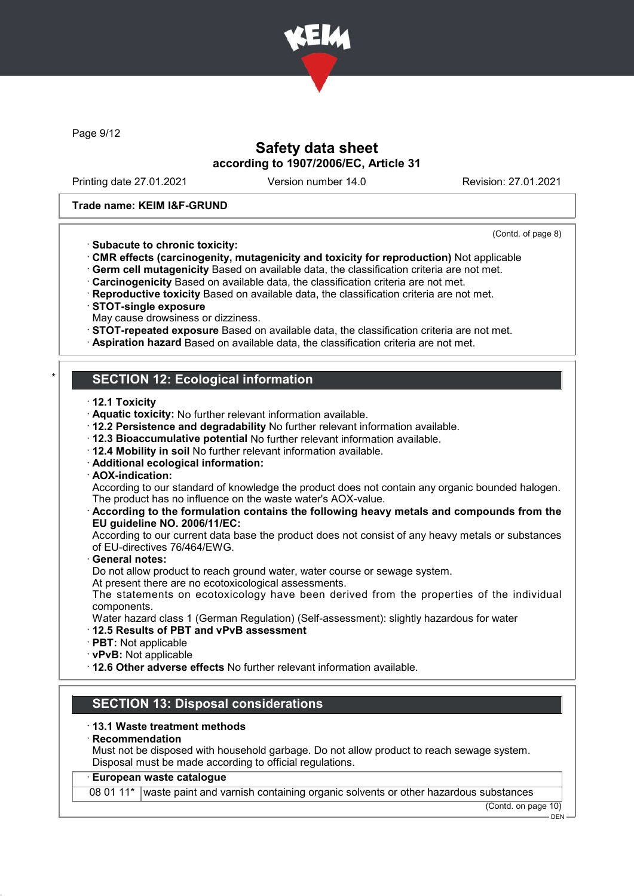Trade name: KEIM I&F-GRUND

(Contd. of page 8)

· **Subacute to chronic toxicity:**
· **CMR effects (carcinogenity, mutagenicity and toxicity for reproduction)** Not applicable
· **Germ cell mutagenicity** Based on available data, the classification criteria are not met.
· **Carcinogenicity** Based on available data, the classification criteria are not met.
· **Reproductive toxicity** Based on available data, the classification criteria are not met.
· **STOT-single exposure**
May cause drowsiness or dizziness.
· **STOT-repeated exposure** Based on available data, the classification criteria are not met.
· **Aspiration hazard** Based on available data, the classification criteria are not met.

## SECTION 12: Ecological information

· **12.1 Toxicity**
· **Aquatic toxicity:** No further relevant information available.
· **12.2 Persistence and degradability** No further relevant information available.
· **12.3 Bioaccumulative potential** No further relevant information available.
· **12.4 Mobility in soil** No further relevant information available.
· **Additional ecological information:**
· **AOX-indication:**
According to our standard of knowledge the product does not contain any organic bounded halogen. The product has no influence on the waste water's AOX-value.
· **According to the formulation contains the following heavy metals and compounds from the EU guideline NO. 2006/11/EC:**
According to our current data base the product does not consist of any heavy metals or substances of EU-directives 76/464/EWG.
· **General notes:**
Do not allow product to reach ground water, water course or sewage system.
At present there are no ecotoxicological assessments.
The statements on ecotoxicology have been derived from the properties of the individual components.
Water hazard class 1 (German Regulation) (Self-assessment): slightly hazardous for water
· **12.5 Results of PBT and vPvB assessment**
· **PBT:** Not applicable
· **vPvB:** Not applicable
· **12.6 Other adverse effects** No further relevant information available.

## SECTION 13: Disposal considerations

· **13.1 Waste treatment methods**
· **Recommendation**
Must not be disposed with household garbage. Do not allow product to reach sewage system.
Disposal must be made according to official regulations.

| · European waste catalogue | |
|---|---|
| 08 01 11* | waste paint and varnish containing organic solvents or other hazardous substances |

(Contd. on page 10)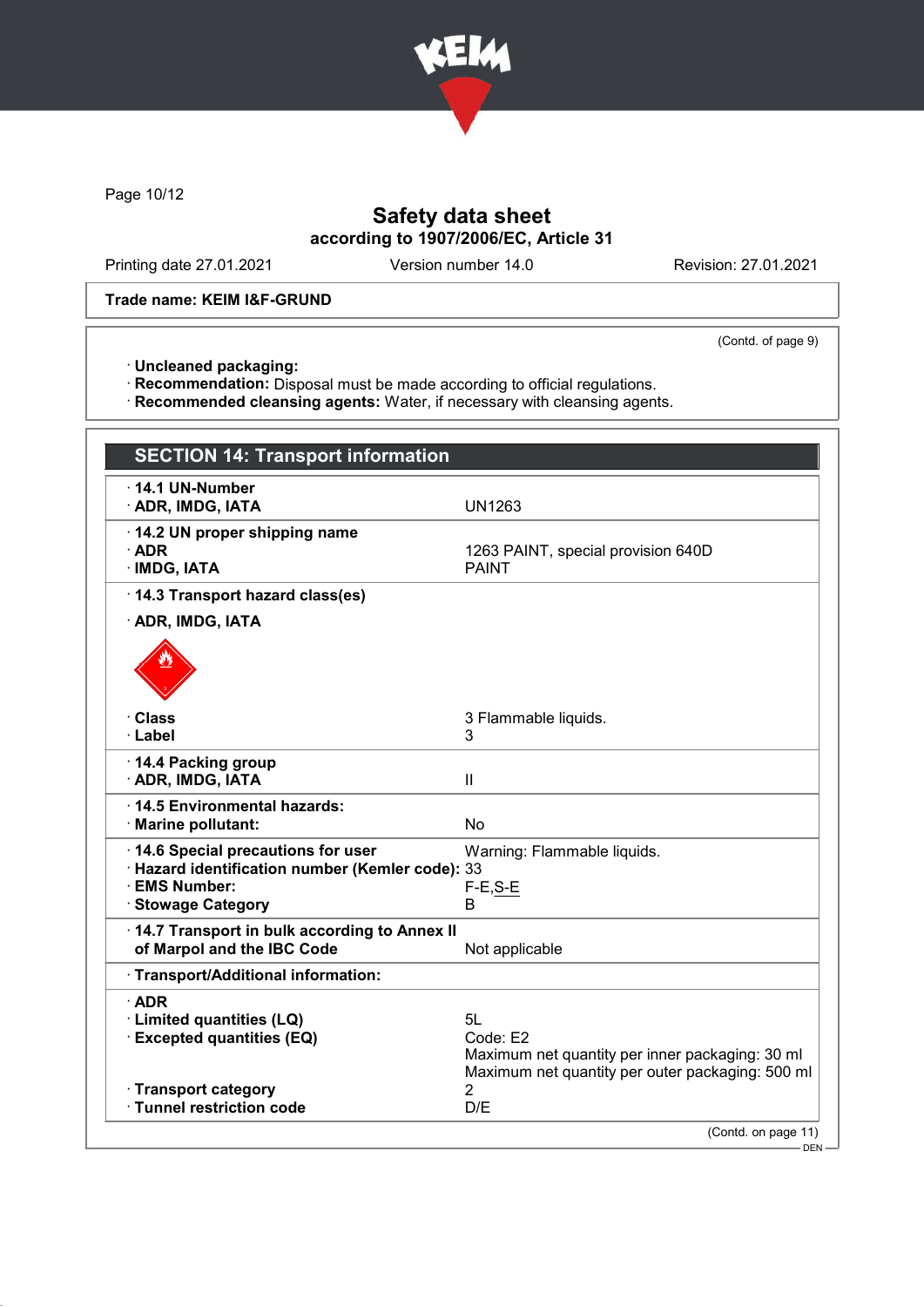Safety data sheet
according to 1907/2006/EC, Article 31

Printing date 27.01.2021 Version number 14.0 Revision: 27.01.2021

**Trade name: KEIM I&F-GRUND**

(Contd. of page 9)

· **Uncleaned packaging:**
· **Recommendation:** Disposal must be made according to official regulations.
· **Recommended cleansing agents:** Water, if necessary with cleansing agents.

## SECTION 14: Transport information

| | |
|---|---|
| · **14.1 UN-Number** | |
| · **ADR, IMDG, IATA** | UN1263 |
| · **14.2 UN proper shipping name** | |
| · **ADR** | 1263 PAINT, special provision 640D |
| · **IMDG, IATA** | PAINT |
| · **14.3 Transport hazard class(es)** | |
| · **ADR, IMDG, IATA** | |
| · **Class** | 3 Flammable liquids. |
| · **Label** | 3 |
| · **14.4 Packing group** | |
| · **ADR, IMDG, IATA** | II |
| · **14.5 Environmental hazards:** | |
| · **Marine pollutant:** | No |
| · **14.6 Special precautions for user** | Warning: Flammable liquids. |
| · **Hazard identification number (Kemler code):** | 33 |
| · **EMS Number:** | F-E,S-E |
| · **Stowage Category** | B |
| · **14.7 Transport in bulk according to Annex II of Marpol and the IBC Code** | Not applicable |
| · **Transport/Additional information:** | |
| · **ADR** | |
| · **Limited quantities (LQ)** | 5L |
| · **Excepted quantities (EQ)** | Code: E2<br>Maximum net quantity per inner packaging: 30 ml<br>Maximum net quantity per outer packaging: 500 ml |
| · **Transport category** | 2 |
| · **Tunnel restriction code** | D/E |

(Contd. on page 11)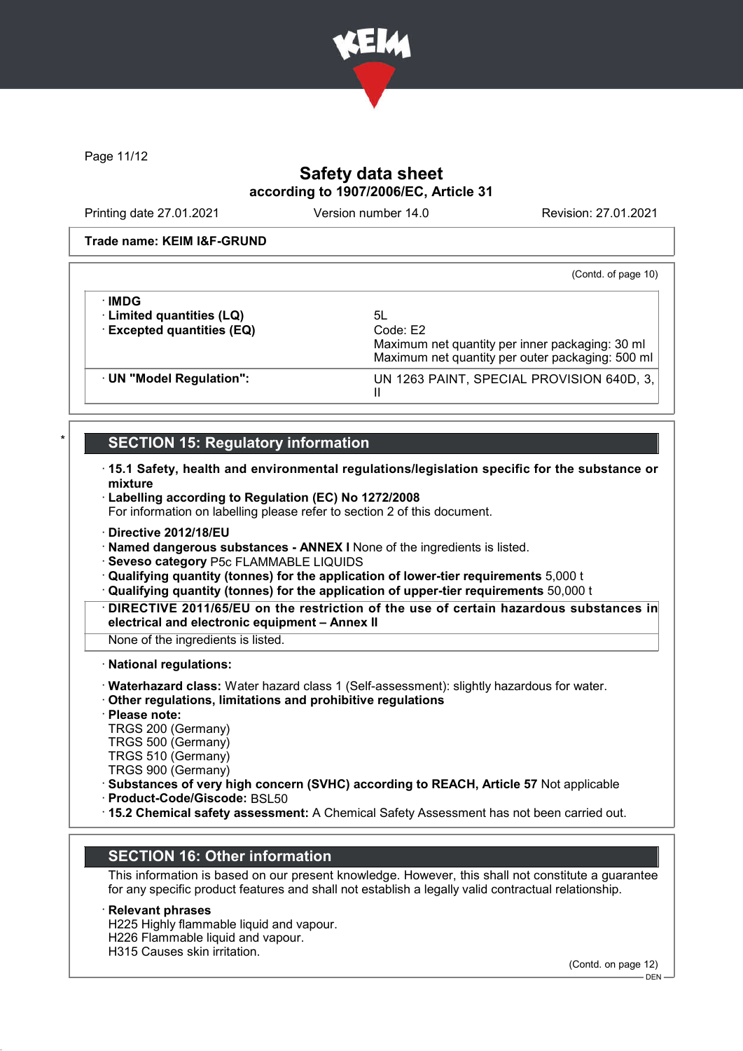**Trade name: KEIM I&F-GRUND**

(Contd. of page 10)

| · **IMDG** | |
|---|---|
| · **Limited quantities (LQ)** | 5L |
| · **Excepted quantities (EQ)** | Code: E2<br>Maximum net quantity per inner packaging: 30 ml<br>Maximum net quantity per outer packaging: 500 ml |
| · **UN "Model Regulation":** | UN 1263 PAINT, SPECIAL PROVISION 640D, 3, II |

## * SECTION 15: Regulatory information

· **15.1 Safety, health and environmental regulations/legislation specific for the substance or mixture**

· **Labelling according to Regulation (EC) No 1272/2008**
For information on labelling please refer to section 2 of this document.

· **Directive 2012/18/EU**
· **Named dangerous substances - ANNEX I** None of the ingredients is listed.
· **Seveso category** P5c FLAMMABLE LIQUIDS
· **Qualifying quantity (tonnes) for the application of lower-tier requirements** 5,000 t
· **Qualifying quantity (tonnes) for the application of upper-tier requirements** 50,000 t

· **DIRECTIVE 2011/65/EU on the restriction of the use of certain hazardous substances in electrical and electronic equipment – Annex II**
None of the ingredients is listed.

· **National regulations:**

· **Waterhazard class:** Water hazard class 1 (Self-assessment): slightly hazardous for water.
· **Other regulations, limitations and prohibitive regulations**
· **Please note:**
TRGS 200 (Germany)
TRGS 500 (Germany)
TRGS 510 (Germany)
TRGS 900 (Germany)
· **Substances of very high concern (SVHC) according to REACH, Article 57** Not applicable
· **Product-Code/Giscode:** BSL50
· **15.2 Chemical safety assessment:** A Chemical Safety Assessment has not been carried out.

## SECTION 16: Other information

This information is based on our present knowledge. However, this shall not constitute a guarantee for any specific product features and shall not establish a legally valid contractual relationship.

· **Relevant phrases**
H225 Highly flammable liquid and vapour.
H226 Flammable liquid and vapour.
H315 Causes skin irritation.

(Contd. on page 12)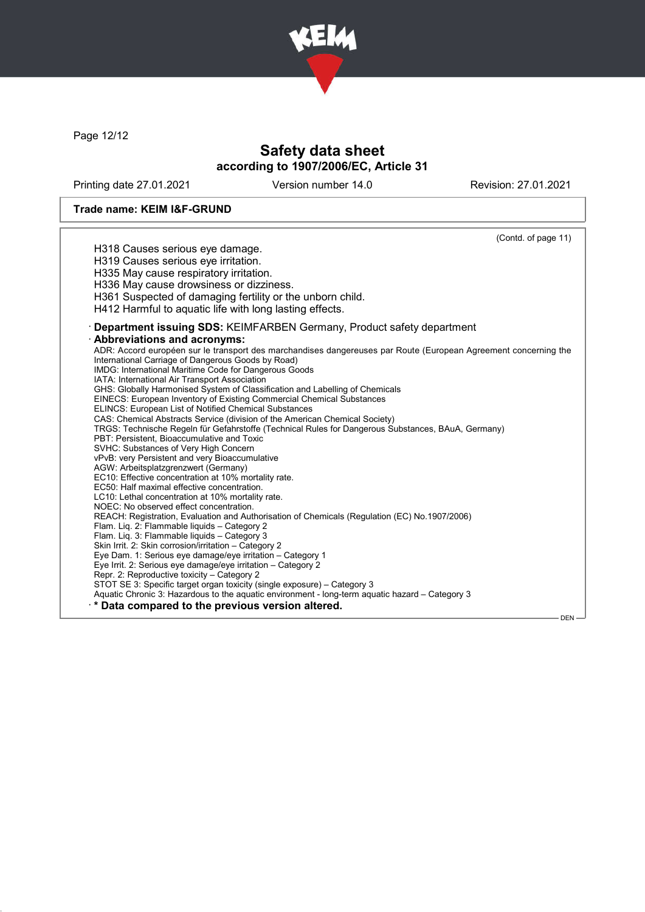Page 12/12

# Safety data sheet
## according to 1907/2006/EC, Article 31

Printing date 27.01.2021 Version number 14.0 Revision: 27.01.2021

**Trade name: KEIM I&F-GRUND**

(Contd. of page 11)

H318 Causes serious eye damage.
H319 Causes serious eye irritation.
H335 May cause respiratory irritation.
H336 May cause drowsiness or dizziness.
H361 Suspected of damaging fertility or the unborn child.
H412 Harmful to aquatic life with long lasting effects.

· **Department issuing SDS:** KEIMFARBEN Germany, Product safety department

· **Abbreviations and acronyms:**
ADR: Accord européen sur le transport des marchandises dangereuses par Route (European Agreement concerning the International Carriage of Dangerous Goods by Road)
IMDG: International Maritime Code for Dangerous Goods
IATA: International Air Transport Association
GHS: Globally Harmonised System of Classification and Labelling of Chemicals
EINECS: European Inventory of Existing Commercial Chemical Substances
ELINCS: European List of Notified Chemical Substances
CAS: Chemical Abstracts Service (division of the American Chemical Society)
TRGS: Technische Regeln für Gefahrstoffe (Technical Rules for Dangerous Substances, BAuA, Germany)
PBT: Persistent, Bioaccumulative and Toxic
SVHC: Substances of Very High Concern
vPvB: very Persistent and very Bioaccumulative
AGW: Arbeitsplatzgrenzwert (Germany)
EC10: Effective concentration at 10% mortality rate.
EC50: Half maximal effective concentration.
LC10: Lethal concentration at 10% mortality rate.
NOEC: No observed effect concentration.
REACH: Registration, Evaluation and Authorisation of Chemicals (Regulation (EC) No.1907/2006)
Flam. Liq. 2: Flammable liquids – Category 2
Flam. Liq. 3: Flammable liquids – Category 3
Skin Irrit. 2: Skin corrosion/irritation – Category 2
Eye Dam. 1: Serious eye damage/eye irritation – Category 1
Eye Irrit. 2: Serious eye damage/eye irritation – Category 2
Repr. 2: Reproductive toxicity – Category 2
STOT SE 3: Specific target organ toxicity (single exposure) – Category 3
Aquatic Chronic 3: Hazardous to the aquatic environment - long-term aquatic hazard – Category 3

· **\* Data compared to the previous version altered.**

DEN